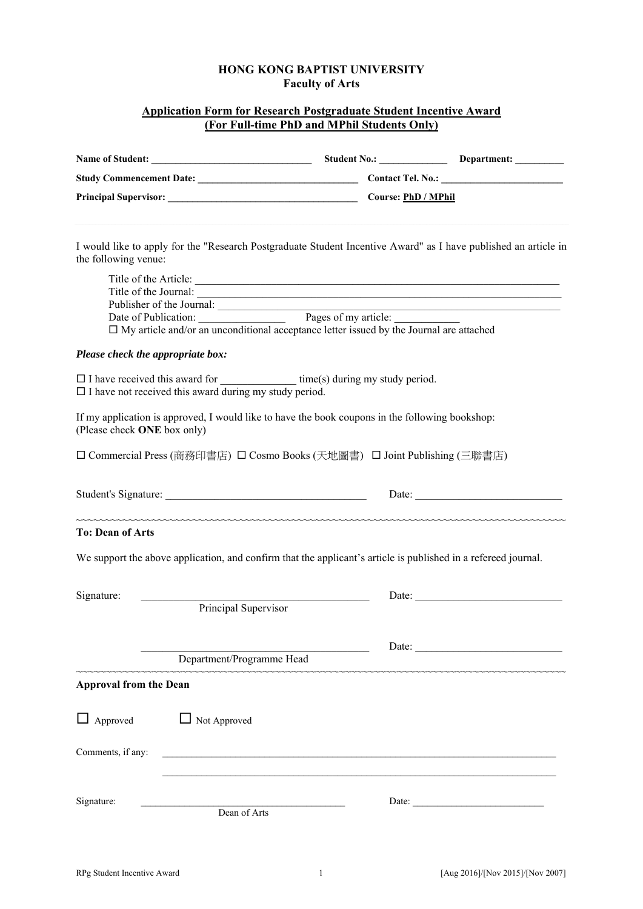**HONG KONG BAPTIST UNIVERSITY**
**Faculty of Arts**

**Application Form for Research Postgraduate Student Incentive Award**
**(For Full-time PhD and MPhil Students Only)**

**Name of Student:** ________________________________ **Student No.:** _____________ **Department:** _________

**Study Commencement Date:** ________________________________ **Contact Tel. No.:** ________________________

**Principal Supervisor:** ______________________________________ **Course:** **PhD / MPhil**

I would like to apply for the "Research Postgraduate Student Incentive Award" as I have published an article in the following venue:

Title of the Article: ____________________________________________________________________
Title of the Journal: ____________________________________________________________________
Publisher of the Journal: ________________________________________________________________
Date of Publication: ________________ Pages of my article: ____________
☐ My article and/or an unconditional acceptance letter issued by the Journal are attached

***Please check the appropriate box:***

☐ I have received this award for ______________ time(s) during my study period.
☐ I have not received this award during my study period.

If my application is approved, I would like to have the book coupons in the following bookshop:
(Please check **ONE** box only)

☐ Commercial Press (商務印書店) ☐ Cosmo Books (天地圖書) ☐ Joint Publishing (三聯書店)

Student's Signature: _____________________________________ Date: ___________________________

~~~~~~~~~~~~~~~~~~~~~~~~~~~~~~~~~~~~~~~~~~~~~~~~~~~~~~~~~~~~~~~~~~~~~~~~~~~~

**To: Dean of Arts**

We support the above application, and confirm that the applicant's article is published in a refereed journal.

Signature: ___________________________________________ Date: ___________________________
Principal Supervisor

___________________________________________ Date: ___________________________
Department/Programme Head

~~~~~~~~~~~~~~~~~~~~~~~~~~~~~~~~~~~~~~~~~~~~~~~~~~~~~~~~~~~~~~~~~~~~~~~~~~~~

**Approval from the Dean**

☐ Approved ☐ Not Approved

Comments, if any: ________________________________________________________________________________

________________________________________________________________________________

Signature: __________________________________________ Date: __________________________
Dean of Arts

RPg Student Incentive Award [Aug 2016]/[Nov 2015]/[Nov 2007]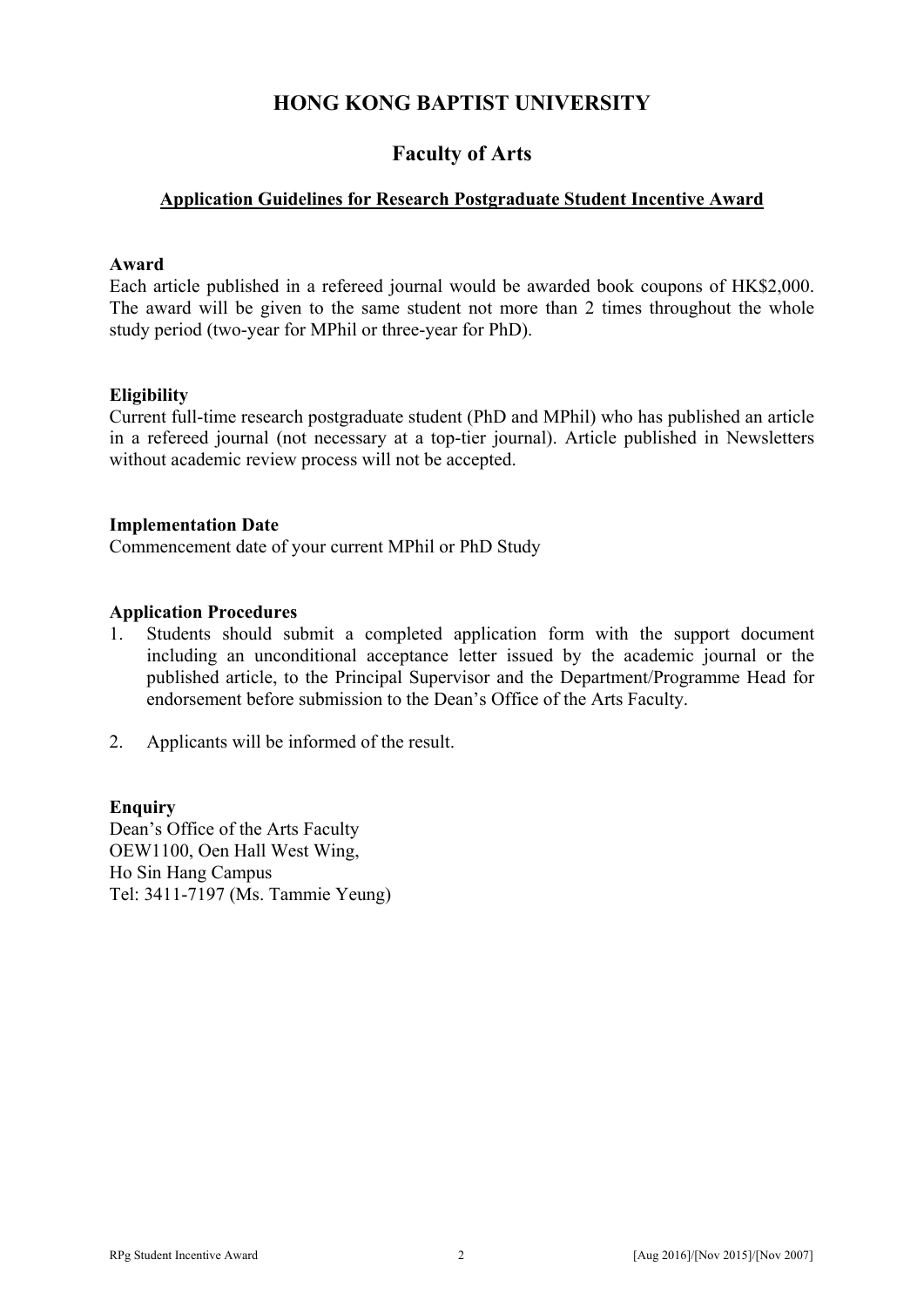# HONG KONG BAPTIST UNIVERSITY

## Faculty of Arts

### Application Guidelines for Research Postgraduate Student Incentive Award

**Award**
Each article published in a refereed journal would be awarded book coupons of HK$2,000. The award will be given to the same student not more than 2 times throughout the whole study period (two-year for MPhil or three-year for PhD).

**Eligibility**
Current full-time research postgraduate student (PhD and MPhil) who has published an article in a refereed journal (not necessary at a top-tier journal). Article published in Newsletters without academic review process will not be accepted.

**Implementation Date**
Commencement date of your current MPhil or PhD Study

**Application Procedures**

1. Students should submit a completed application form with the support document including an unconditional acceptance letter issued by the academic journal or the published article, to the Principal Supervisor and the Department/Programme Head for endorsement before submission to the Dean's Office of the Arts Faculty.

2. Applicants will be informed of the result.

**Enquiry**
Dean's Office of the Arts Faculty
OEW1100, Oen Hall West Wing,
Ho Sin Hang Campus
Tel: 3411-7197 (Ms. Tammie Yeung)